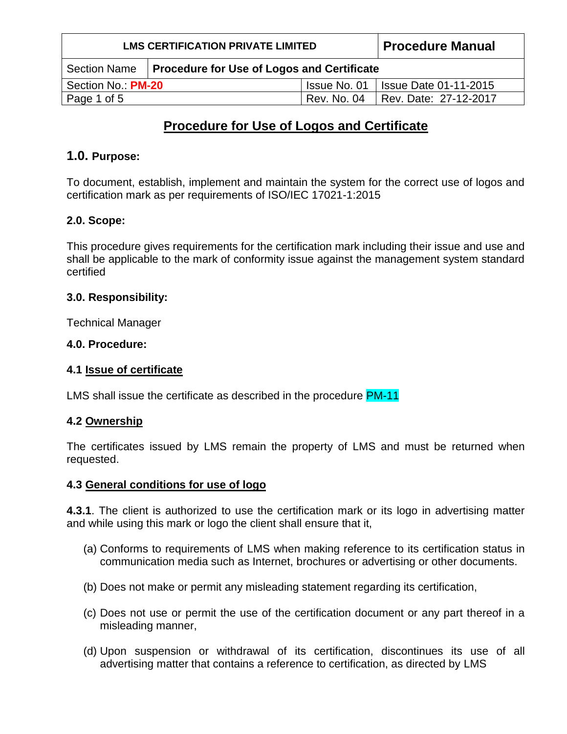| LMS CERTIFICATION PRIVATE LIMITED | | | Procedure Manual |
| --- | --- | --- | --- |
| Section Name | Procedure for Use of Logos and Certificate | | |
| Section No.: PM-20 | | Issue No. 01 | Issue Date 01-11-2015 |
| Page 1 of 5 | | Rev. No. 04 | Rev. Date: 27-12-2017 |

# Procedure for Use of Logos and Certificate

## 1.0. Purpose:

To document, establish, implement and maintain the system for the correct use of logos and certification mark as per requirements of ISO/IEC 17021-1:2015

## 2.0. Scope:

This procedure gives requirements for the certification mark including their issue and use and shall be applicable to the mark of conformity issue against the management system standard certified

## 3.0. Responsibility:

Technical Manager

## 4.0. Procedure:

### 4.1 Issue of certificate

LMS shall issue the certificate as described in the procedure PM-11

### 4.2 Ownership

The certificates issued by LMS remain the property of LMS and must be returned when requested.

### 4.3 General conditions for use of logo

**4.3.1**. The client is authorized to use the certification mark or its logo in advertising matter and while using this mark or logo the client shall ensure that it,

(a) Conforms to requirements of LMS when making reference to its certification status in communication media such as Internet, brochures or advertising or other documents.

(b) Does not make or permit any misleading statement regarding its certification,

(c) Does not use or permit the use of the certification document or any part thereof in a misleading manner,

(d) Upon suspension or withdrawal of its certification, discontinues its use of all advertising matter that contains a reference to certification, as directed by LMS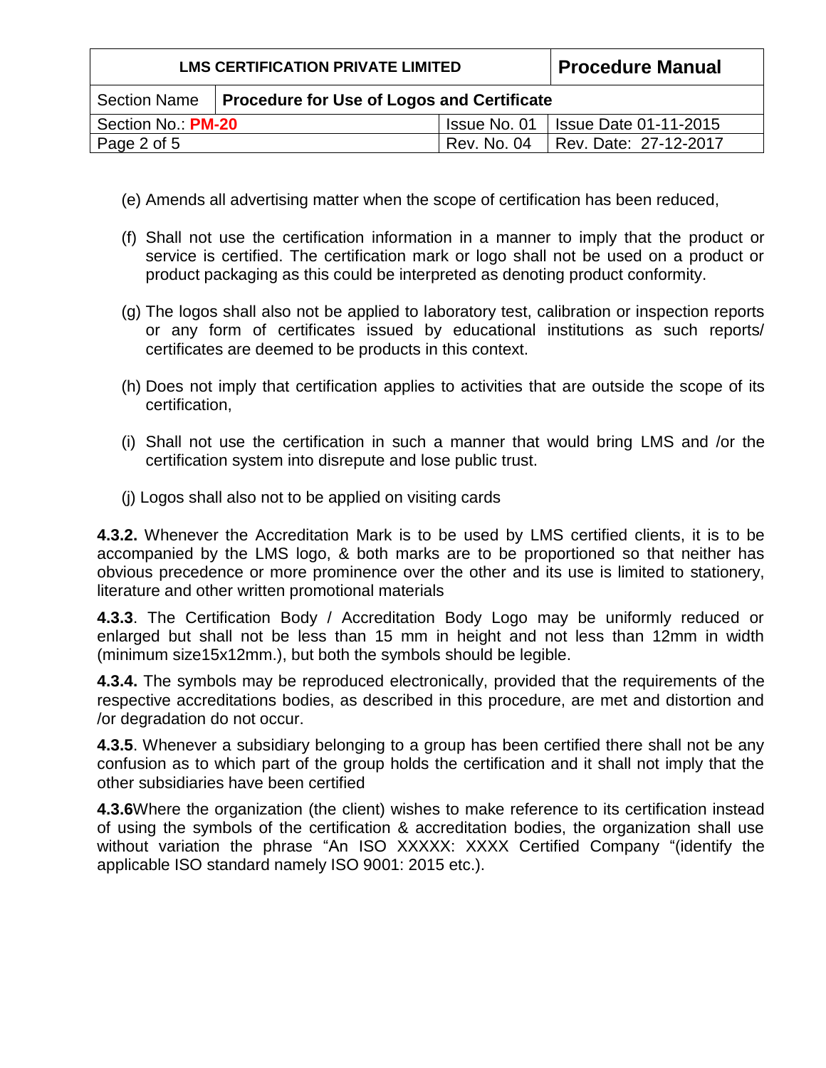(e) Amends all advertising matter when the scope of certification has been reduced,

(f) Shall not use the certification information in a manner to imply that the product or service is certified. The certification mark or logo shall not be used on a product or product packaging as this could be interpreted as denoting product conformity.

(g) The logos shall also not be applied to laboratory test, calibration or inspection reports or any form of certificates issued by educational institutions as such reports/ certificates are deemed to be products in this context.

(h) Does not imply that certification applies to activities that are outside the scope of its certification,

(i) Shall not use the certification in such a manner that would bring LMS and /or the certification system into disrepute and lose public trust.

(j) Logos shall also not to be applied on visiting cards

**4.3.2.** Whenever the Accreditation Mark is to be used by LMS certified clients, it is to be accompanied by the LMS logo, & both marks are to be proportioned so that neither has obvious precedence or more prominence over the other and its use is limited to stationery, literature and other written promotional materials

**4.3.3**. The Certification Body / Accreditation Body Logo may be uniformly reduced or enlarged but shall not be less than 15 mm in height and not less than 12mm in width (minimum size15x12mm.), but both the symbols should be legible.

**4.3.4.** The symbols may be reproduced electronically, provided that the requirements of the respective accreditations bodies, as described in this procedure, are met and distortion and /or degradation do not occur.

**4.3.5**. Whenever a subsidiary belonging to a group has been certified there shall not be any confusion as to which part of the group holds the certification and it shall not imply that the other subsidiaries have been certified

**4.3.6**Where the organization (the client) wishes to make reference to its certification instead of using the symbols of the certification & accreditation bodies, the organization shall use without variation the phrase "An ISO XXXXX: XXXX Certified Company "(identify the applicable ISO standard namely ISO 9001: 2015 etc.).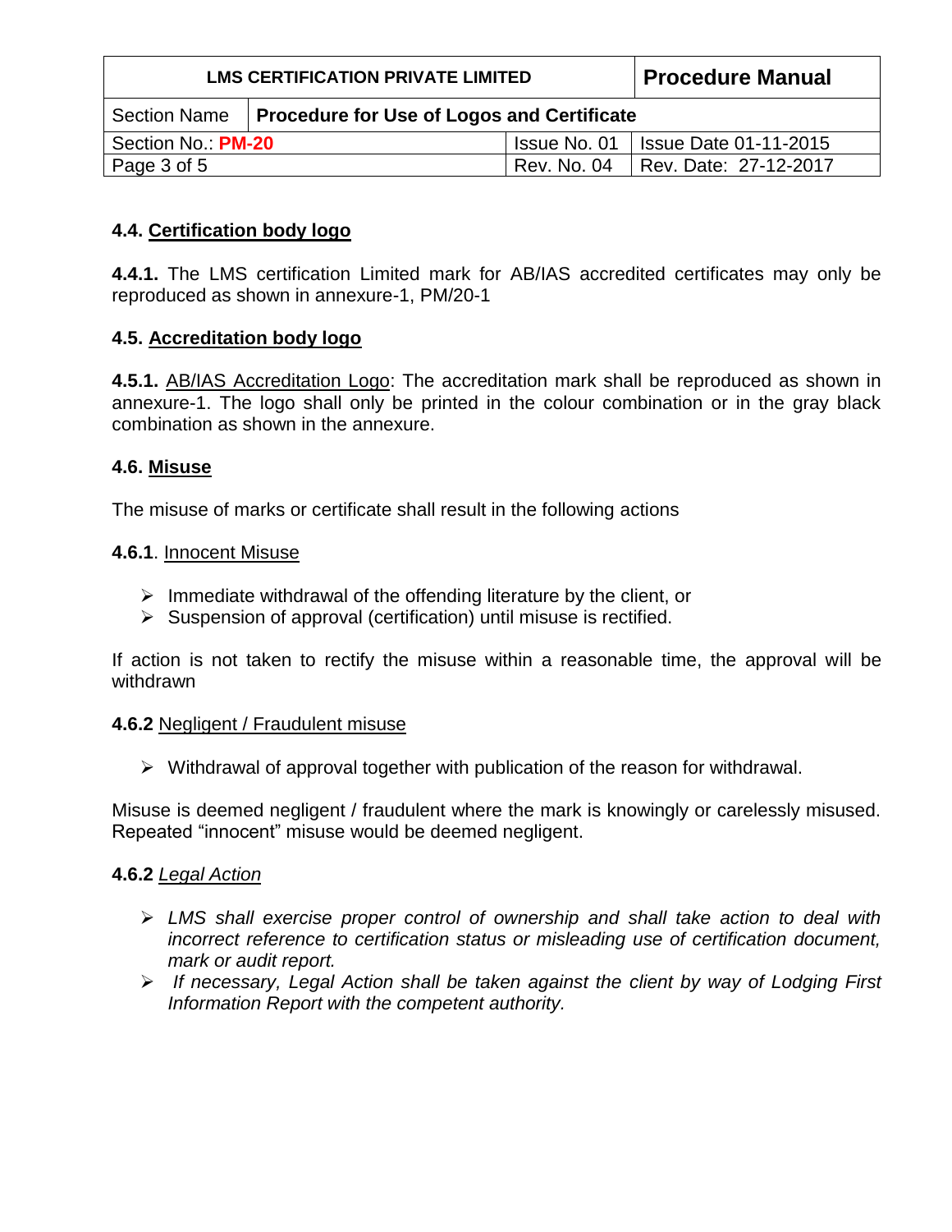### 4.4. <u>Certification body logo</u>

**4.4.1.** The LMS certification Limited mark for AB/IAS accredited certificates may only be reproduced as shown in annexure-1, PM/20-1

### 4.5. <u>Accreditation body logo</u>

**4.5.1.** <u>AB/IAS Accreditation Logo</u>: The accreditation mark shall be reproduced as shown in annexure-1. The logo shall only be printed in the colour combination or in the gray black combination as shown in the annexure.

### 4.6. <u>Misuse</u>

The misuse of marks or certificate shall result in the following actions

**4.6.1**. <u>Innocent Misuse</u>

- Immediate withdrawal of the offending literature by the client, or
- Suspension of approval (certification) until misuse is rectified.

If action is not taken to rectify the misuse within a reasonable time, the approval will be withdrawn

**4.6.2** <u>Negligent / Fraudulent misuse</u>

- Withdrawal of approval together with publication of the reason for withdrawal.

Misuse is deemed negligent / fraudulent where the mark is knowingly or carelessly misused. Repeated "innocent" misuse would be deemed negligent.

**4.6.2** *<u>Legal Action</u>*

- *LMS shall exercise proper control of ownership and shall take action to deal with incorrect reference to certification status or misleading use of certification document, mark or audit report.*
- *If necessary, Legal Action shall be taken against the client by way of Lodging First Information Report with the competent authority.*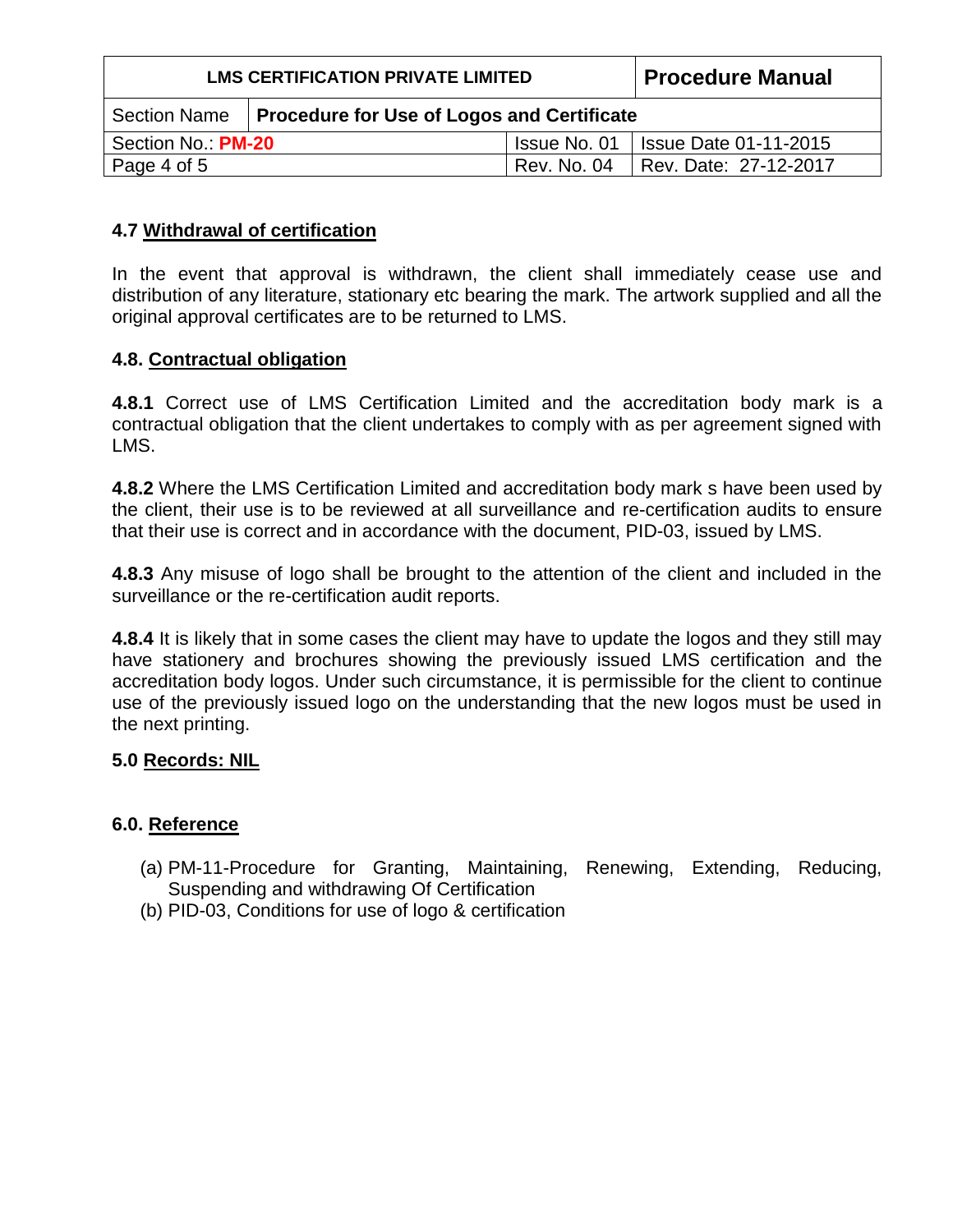### 4.7 Withdrawal of certification

In the event that approval is withdrawn, the client shall immediately cease use and distribution of any literature, stationary etc bearing the mark. The artwork supplied and all the original approval certificates are to be returned to LMS.

### 4.8. Contractual obligation

**4.8.1** Correct use of LMS Certification Limited and the accreditation body mark is a contractual obligation that the client undertakes to comply with as per agreement signed with LMS.

**4.8.2** Where the LMS Certification Limited and accreditation body mark s have been used by the client, their use is to be reviewed at all surveillance and re-certification audits to ensure that their use is correct and in accordance with the document, PID-03, issued by LMS.

**4.8.3** Any misuse of logo shall be brought to the attention of the client and included in the surveillance or the re-certification audit reports.

**4.8.4** It is likely that in some cases the client may have to update the logos and they still may have stationery and brochures showing the previously issued LMS certification and the accreditation body logos. Under such circumstance, it is permissible for the client to continue use of the previously issued logo on the understanding that the new logos must be used in the next printing.

## 5.0 Records: NIL

## 6.0. Reference

(a) PM-11-Procedure for Granting, Maintaining, Renewing, Extending, Reducing, Suspending and withdrawing Of Certification
(b) PID-03, Conditions for use of logo & certification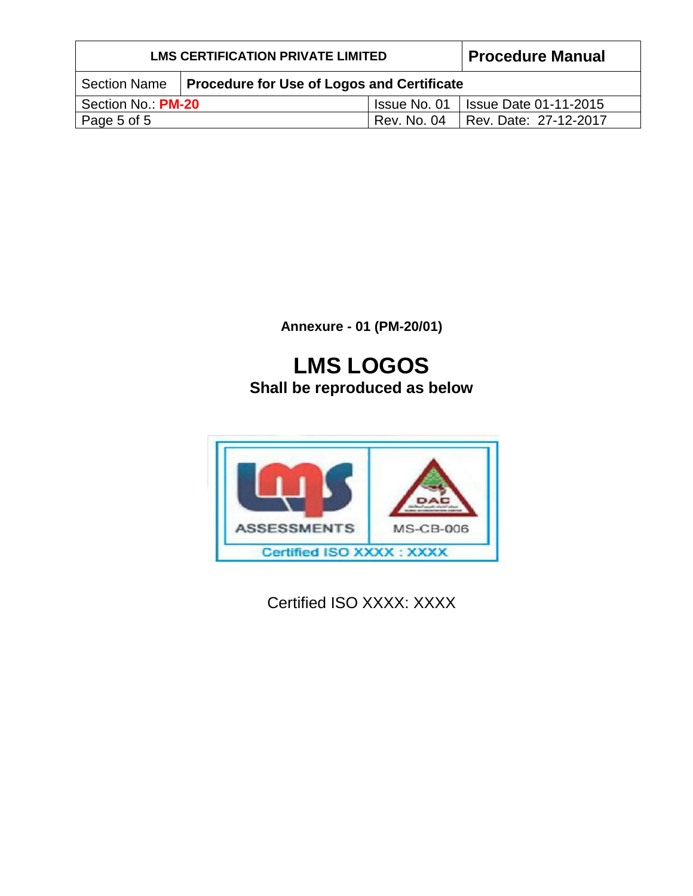**Annexure - 01 (PM-20/01)**

# LMS LOGOS

**Shall be reproduced as below**

Certified ISO XXXX: XXXX